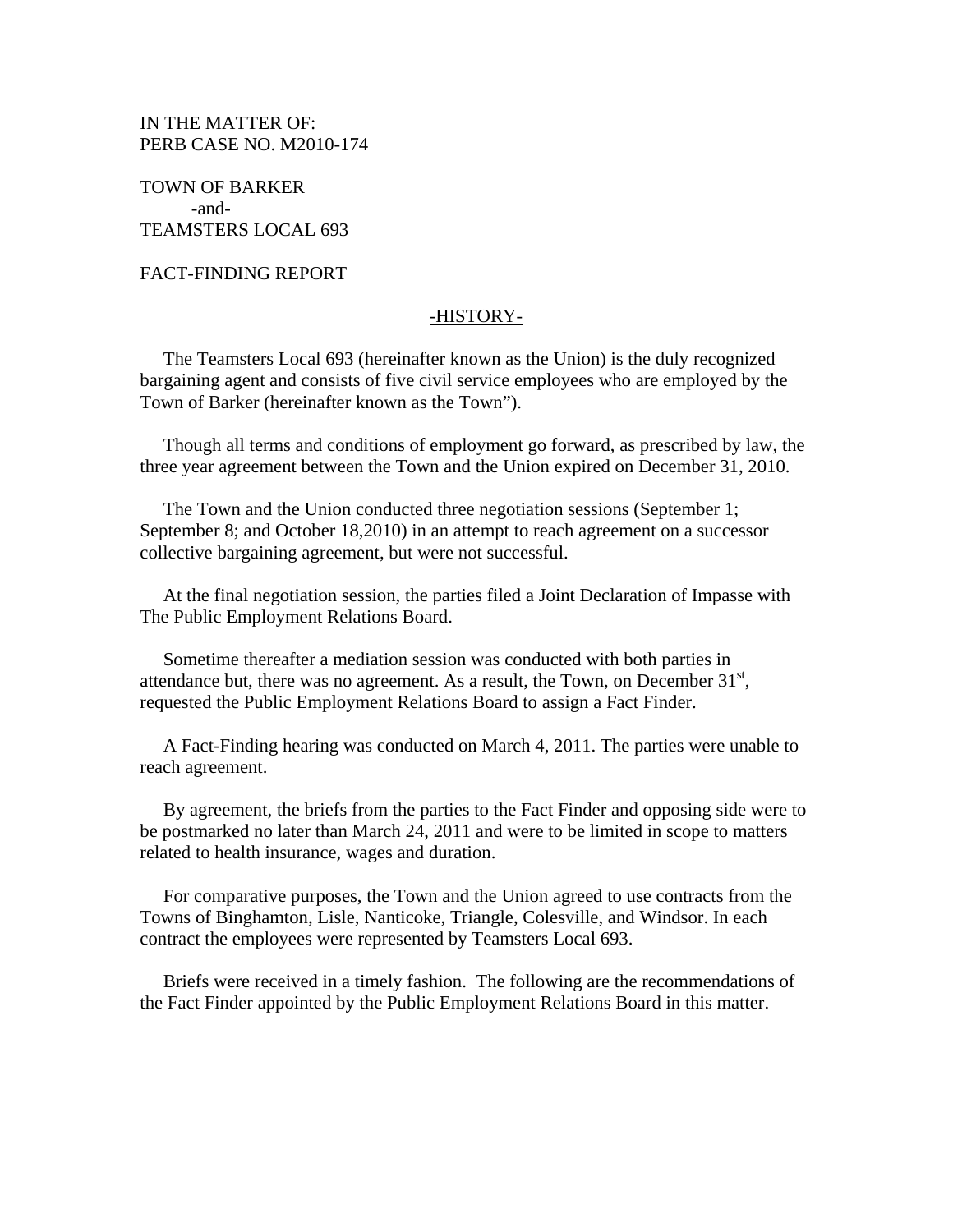IN THE MATTER OF:
PERB CASE NO. M2010-174

TOWN OF BARKER
-and-
TEAMSTERS LOCAL 693

FACT-FINDING REPORT

## -HISTORY-

The Teamsters Local 693 (hereinafter known as the Union) is the duly recognized bargaining agent and consists of five civil service employees who are employed by the Town of Barker (hereinafter known as the Town").

Though all terms and conditions of employment go forward, as prescribed by law, the three year agreement between the Town and the Union expired on December 31, 2010.

The Town and the Union conducted three negotiation sessions (September 1; September 8; and October 18,2010) in an attempt to reach agreement on a successor collective bargaining agreement, but were not successful.

At the final negotiation session, the parties filed a Joint Declaration of Impasse with The Public Employment Relations Board.

Sometime thereafter a mediation session was conducted with both parties in attendance but, there was no agreement. As a result, the Town, on December 31st, requested the Public Employment Relations Board to assign a Fact Finder.

A Fact-Finding hearing was conducted on March 4, 2011. The parties were unable to reach agreement.

By agreement, the briefs from the parties to the Fact Finder and opposing side were to be postmarked no later than March 24, 2011 and were to be limited in scope to matters related to health insurance, wages and duration.

For comparative purposes, the Town and the Union agreed to use contracts from the Towns of Binghamton, Lisle, Nanticoke, Triangle, Colesville, and Windsor. In each contract the employees were represented by Teamsters Local 693.

Briefs were received in a timely fashion. The following are the recommendations of the Fact Finder appointed by the Public Employment Relations Board in this matter.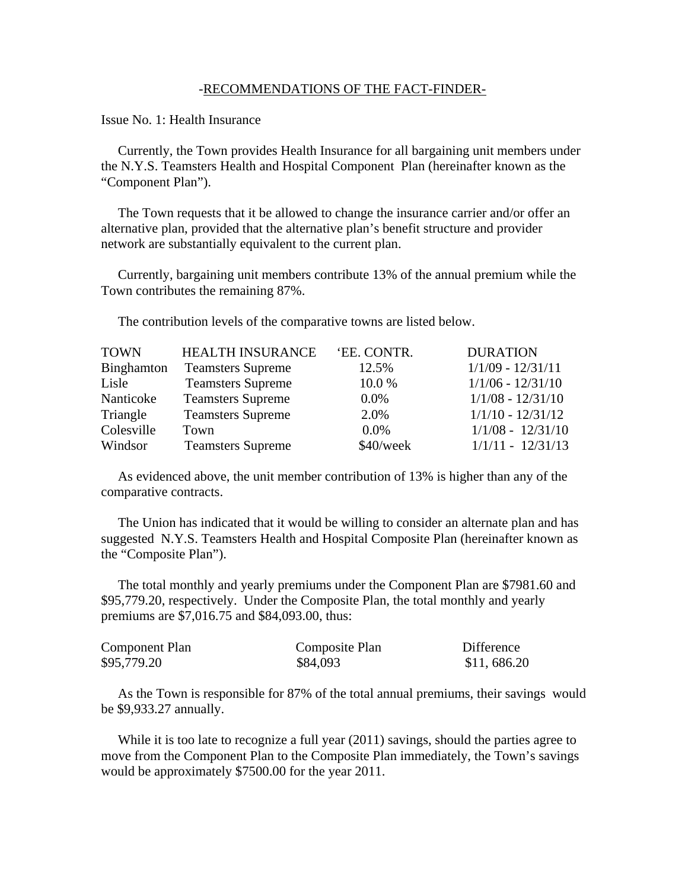## -RECOMMENDATIONS OF THE FACT-FINDER-

Issue No. 1: Health Insurance

Currently, the Town provides Health Insurance for all bargaining unit members under the N.Y.S. Teamsters Health and Hospital Component Plan (hereinafter known as the "Component Plan").

The Town requests that it be allowed to change the insurance carrier and/or offer an alternative plan, provided that the alternative plan's benefit structure and provider network are substantially equivalent to the current plan.

Currently, bargaining unit members contribute 13% of the annual premium while the Town contributes the remaining 87%.

The contribution levels of the comparative towns are listed below.

| TOWN | HEALTH INSURANCE | 'EE. CONTR. | DURATION |
|---|---|---|---|
| Binghamton | Teamsters Supreme | 12.5% | 1/1/09 - 12/31/11 |
| Lisle | Teamsters Supreme | 10.0 % | 1/1/06 - 12/31/10 |
| Nanticoke | Teamsters Supreme | 0.0% | 1/1/08 - 12/31/10 |
| Triangle | Teamsters Supreme | 2.0% | 1/1/10 - 12/31/12 |
| Colesville | Town | 0.0% | 1/1/08 - 12/31/10 |
| Windsor | Teamsters Supreme | $40/week | 1/1/11 - 12/31/13 |

As evidenced above, the unit member contribution of 13% is higher than any of the comparative contracts.

The Union has indicated that it would be willing to consider an alternate plan and has suggested N.Y.S. Teamsters Health and Hospital Composite Plan (hereinafter known as the "Composite Plan").

The total monthly and yearly premiums under the Component Plan are $7981.60 and $95,779.20, respectively. Under the Composite Plan, the total monthly and yearly premiums are $7,016.75 and $84,093.00, thus:

| Component Plan | Composite Plan | Difference |
|---|---|---|
| $95,779.20 | $84,093 | $11, 686.20 |

As the Town is responsible for 87% of the total annual premiums, their savings would be $9,933.27 annually.

While it is too late to recognize a full year (2011) savings, should the parties agree to move from the Component Plan to the Composite Plan immediately, the Town's savings would be approximately $7500.00 for the year 2011.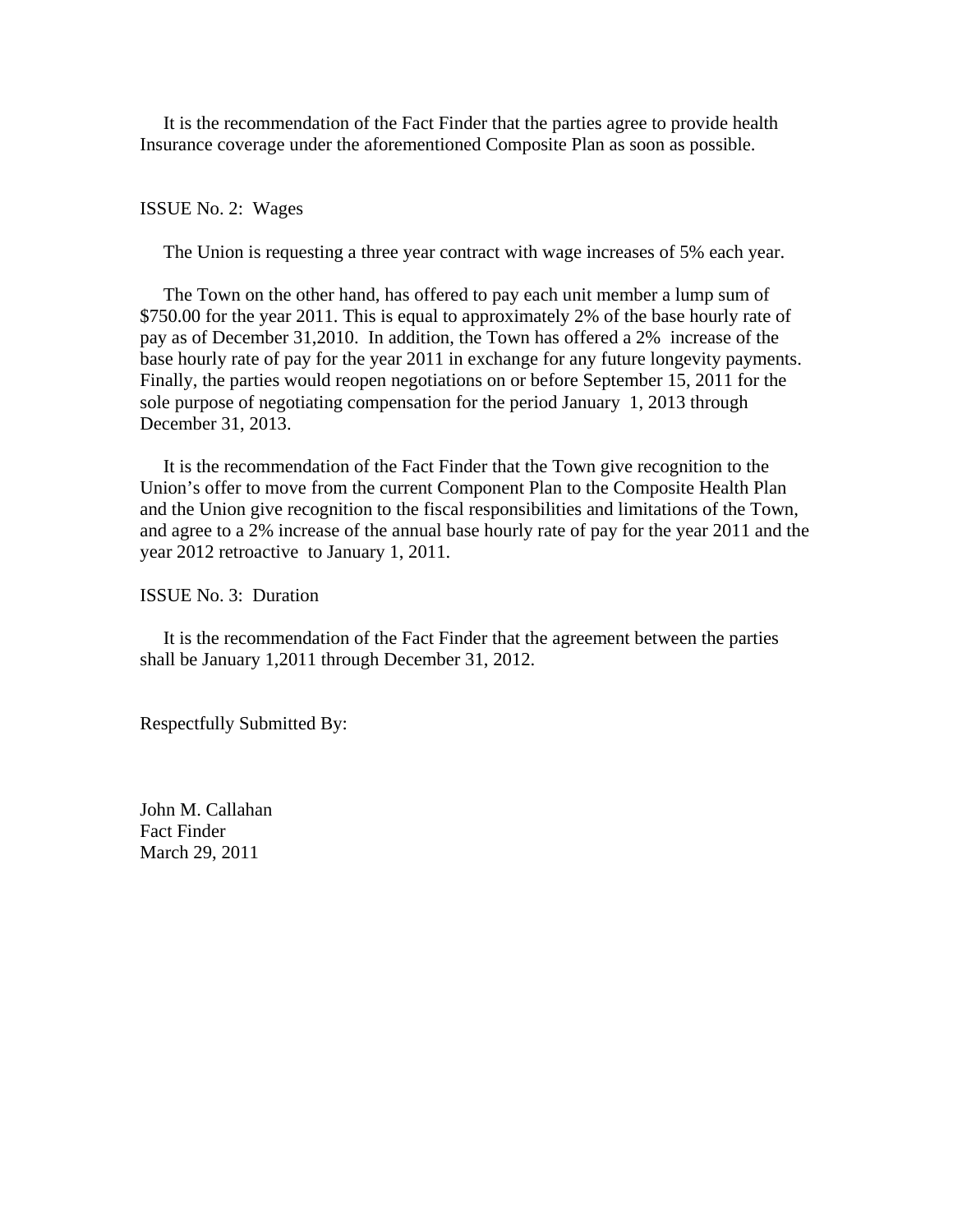It is the recommendation of the Fact Finder that the parties agree to provide health Insurance coverage under the aforementioned Composite Plan as soon as possible.

ISSUE No. 2: Wages

The Union is requesting a three year contract with wage increases of 5% each year.

The Town on the other hand, has offered to pay each unit member a lump sum of $750.00 for the year 2011. This is equal to approximately 2% of the base hourly rate of pay as of December 31,2010. In addition, the Town has offered a 2% increase of the base hourly rate of pay for the year 2011 in exchange for any future longevity payments. Finally, the parties would reopen negotiations on or before September 15, 2011 for the sole purpose of negotiating compensation for the period January 1, 2013 through December 31, 2013.

It is the recommendation of the Fact Finder that the Town give recognition to the Union's offer to move from the current Component Plan to the Composite Health Plan and the Union give recognition to the fiscal responsibilities and limitations of the Town, and agree to a 2% increase of the annual base hourly rate of pay for the year 2011 and the year 2012 retroactive to January 1, 2011.

ISSUE No. 3: Duration

It is the recommendation of the Fact Finder that the agreement between the parties shall be January 1,2011 through December 31, 2012.

Respectfully Submitted By:

John M. Callahan
Fact Finder
March 29, 2011